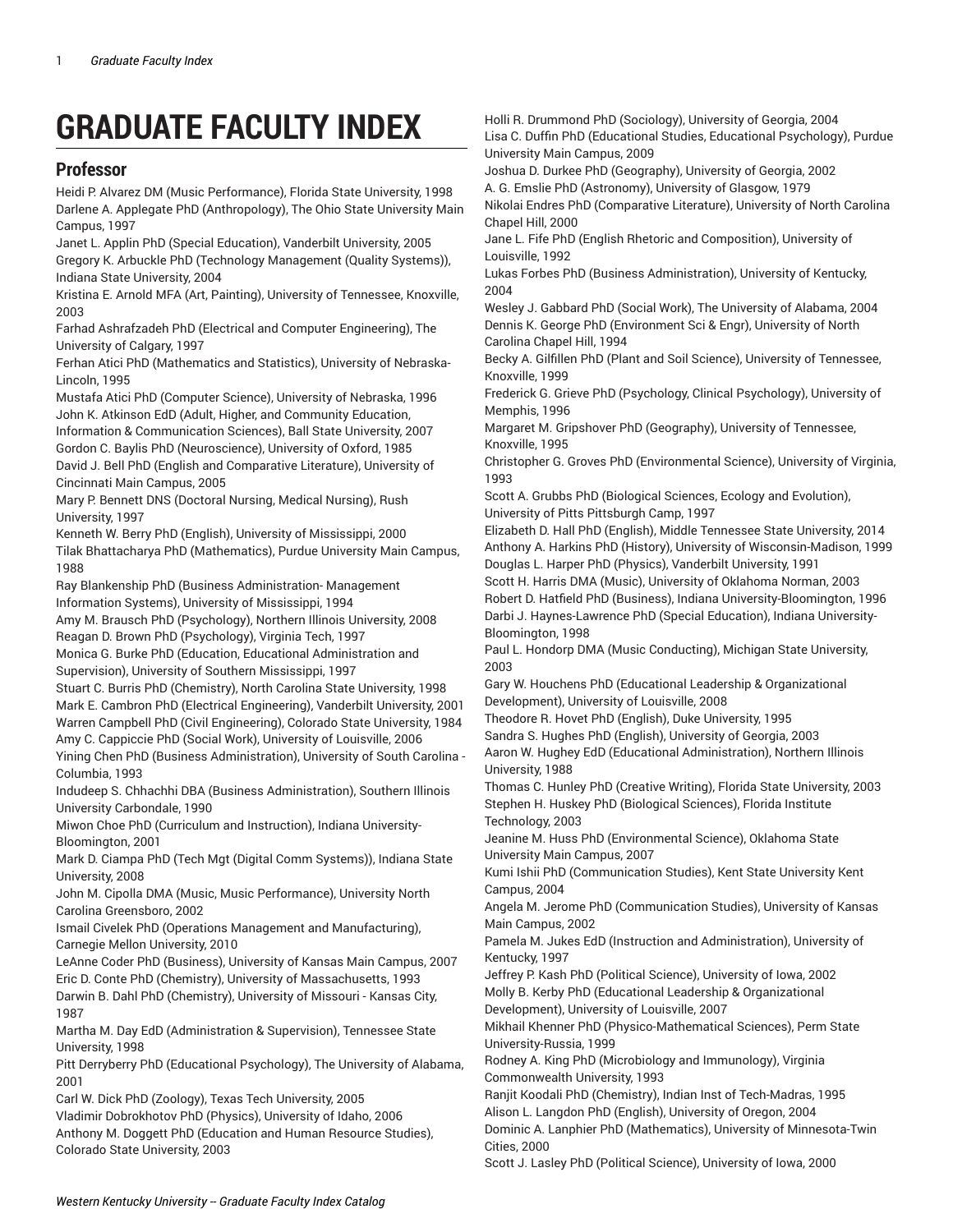# GRADUATE FACULTY INDEX

## Professor

Heidi P. Alvarez DM (Music Performance), Florida State University, 1998
Darlene A. Applegate PhD (Anthropology), The Ohio State University Main Campus, 1997
Janet L. Applin PhD (Special Education), Vanderbilt University, 2005
Gregory K. Arbuckle PhD (Technology Management (Quality Systems)), Indiana State University, 2004
Kristina E. Arnold MFA (Art, Painting), University of Tennessee, Knoxville, 2003
Farhad Ashrafzadeh PhD (Electrical and Computer Engineering), The University of Calgary, 1997
Ferhan Atici PhD (Mathematics and Statistics), University of Nebraska-Lincoln, 1995
Mustafa Atici PhD (Computer Science), University of Nebraska, 1996
John K. Atkinson EdD (Adult, Higher, and Community Education, Information & Communication Sciences), Ball State University, 2007
Gordon C. Baylis PhD (Neuroscience), University of Oxford, 1985
David J. Bell PhD (English and Comparative Literature), University of Cincinnati Main Campus, 2005
Mary P. Bennett DNS (Doctoral Nursing, Medical Nursing), Rush University, 1997
Kenneth W. Berry PhD (English), University of Mississippi, 2000
Tilak Bhattacharya PhD (Mathematics), Purdue University Main Campus, 1988
Ray Blankenship PhD (Business Administration- Management Information Systems), University of Mississippi, 1994
Amy M. Brausch PhD (Psychology), Northern Illinois University, 2008
Reagan D. Brown PhD (Psychology), Virginia Tech, 1997
Monica G. Burke PhD (Education, Educational Administration and Supervision), University of Southern Mississippi, 1997
Stuart C. Burris PhD (Chemistry), North Carolina State University, 1998
Mark E. Cambron PhD (Electrical Engineering), Vanderbilt University, 2001
Warren Campbell PhD (Civil Engineering), Colorado State University, 1984
Amy C. Cappiccie PhD (Social Work), University of Louisville, 2006
Yining Chen PhD (Business Administration), University of South Carolina - Columbia, 1993
Indudeep S. Chhachhi DBA (Business Administration), Southern Illinois University Carbondale, 1990
Miwon Choe PhD (Curriculum and Instruction), Indiana University-Bloomington, 2001
Mark D. Ciampa PhD (Tech Mgt (Digital Comm Systems)), Indiana State University, 2008
John M. Cipolla DMA (Music, Music Performance), University North Carolina Greensboro, 2002
Ismail Civelek PhD (Operations Management and Manufacturing), Carnegie Mellon University, 2010
LeAnne Coder PhD (Business), University of Kansas Main Campus, 2007
Eric D. Conte PhD (Chemistry), University of Massachusetts, 1993
Darwin B. Dahl PhD (Chemistry), University of Missouri - Kansas City, 1987
Martha M. Day EdD (Administration & Supervision), Tennessee State University, 1998
Pitt Derryberry PhD (Educational Psychology), The University of Alabama, 2001
Carl W. Dick PhD (Zoology), Texas Tech University, 2005
Vladimir Dobrokhotov PhD (Physics), University of Idaho, 2006
Anthony M. Doggett PhD (Education and Human Resource Studies), Colorado State University, 2003
Holli R. Drummond PhD (Sociology), University of Georgia, 2004
Lisa C. Duffin PhD (Educational Studies, Educational Psychology), Purdue University Main Campus, 2009
Joshua D. Durkee PhD (Geography), University of Georgia, 2002
A. G. Emslie PhD (Astronomy), University of Glasgow, 1979
Nikolai Endres PhD (Comparative Literature), University of North Carolina Chapel Hill, 2000
Jane L. Fife PhD (English Rhetoric and Composition), University of Louisville, 1992
Lukas Forbes PhD (Business Administration), University of Kentucky, 2004
Wesley J. Gabbard PhD (Social Work), The University of Alabama, 2004
Dennis K. George PhD (Environment Sci & Engr), University of North Carolina Chapel Hill, 1994
Becky A. Gilfillen PhD (Plant and Soil Science), University of Tennessee, Knoxville, 1999
Frederick G. Grieve PhD (Psychology, Clinical Psychology), University of Memphis, 1996
Margaret M. Gripshover PhD (Geography), University of Tennessee, Knoxville, 1995
Christopher G. Groves PhD (Environmental Science), University of Virginia, 1993
Scott A. Grubbs PhD (Biological Sciences, Ecology and Evolution), University of Pitts Pittsburgh Camp, 1997
Elizabeth D. Hall PhD (English), Middle Tennessee State University, 2014
Anthony A. Harkins PhD (History), University of Wisconsin-Madison, 1999
Douglas L. Harper PhD (Physics), Vanderbilt University, 1991
Scott H. Harris DMA (Music), University of Oklahoma Norman, 2003
Robert D. Hatfield PhD (Business), Indiana University-Bloomington, 1996
Darbi J. Haynes-Lawrence PhD (Special Education), Indiana University-Bloomington, 1998
Paul L. Hondorp DMA (Music Conducting), Michigan State University, 2003
Gary W. Houchens PhD (Educational Leadership & Organizational Development), University of Louisville, 2008
Theodore R. Hovet PhD (English), Duke University, 1995
Sandra S. Hughes PhD (English), University of Georgia, 2003
Aaron W. Hughey EdD (Educational Administration), Northern Illinois University, 1988
Thomas C. Hunley PhD (Creative Writing), Florida State University, 2003
Stephen H. Huskey PhD (Biological Sciences), Florida Institute Technology, 2003
Jeanine M. Huss PhD (Environmental Science), Oklahoma State University Main Campus, 2007
Kumi Ishii PhD (Communication Studies), Kent State University Kent Campus, 2004
Angela M. Jerome PhD (Communication Studies), University of Kansas Main Campus, 2002
Pamela M. Jukes EdD (Instruction and Administration), University of Kentucky, 1997
Jeffrey P. Kash PhD (Political Science), University of Iowa, 2002
Molly B. Kerby PhD (Educational Leadership & Organizational Development), University of Louisville, 2007
Mikhail Khenner PhD (Physico-Mathematical Sciences), Perm State University-Russia, 1999
Rodney A. King PhD (Microbiology and Immunology), Virginia Commonwealth University, 1993
Ranjit Koodali PhD (Chemistry), Indian Inst of Tech-Madras, 1995
Alison L. Langdon PhD (English), University of Oregon, 2004
Dominic A. Lanphier PhD (Mathematics), University of Minnesota-Twin Cities, 2000
Scott J. Lasley PhD (Political Science), University of Iowa, 2000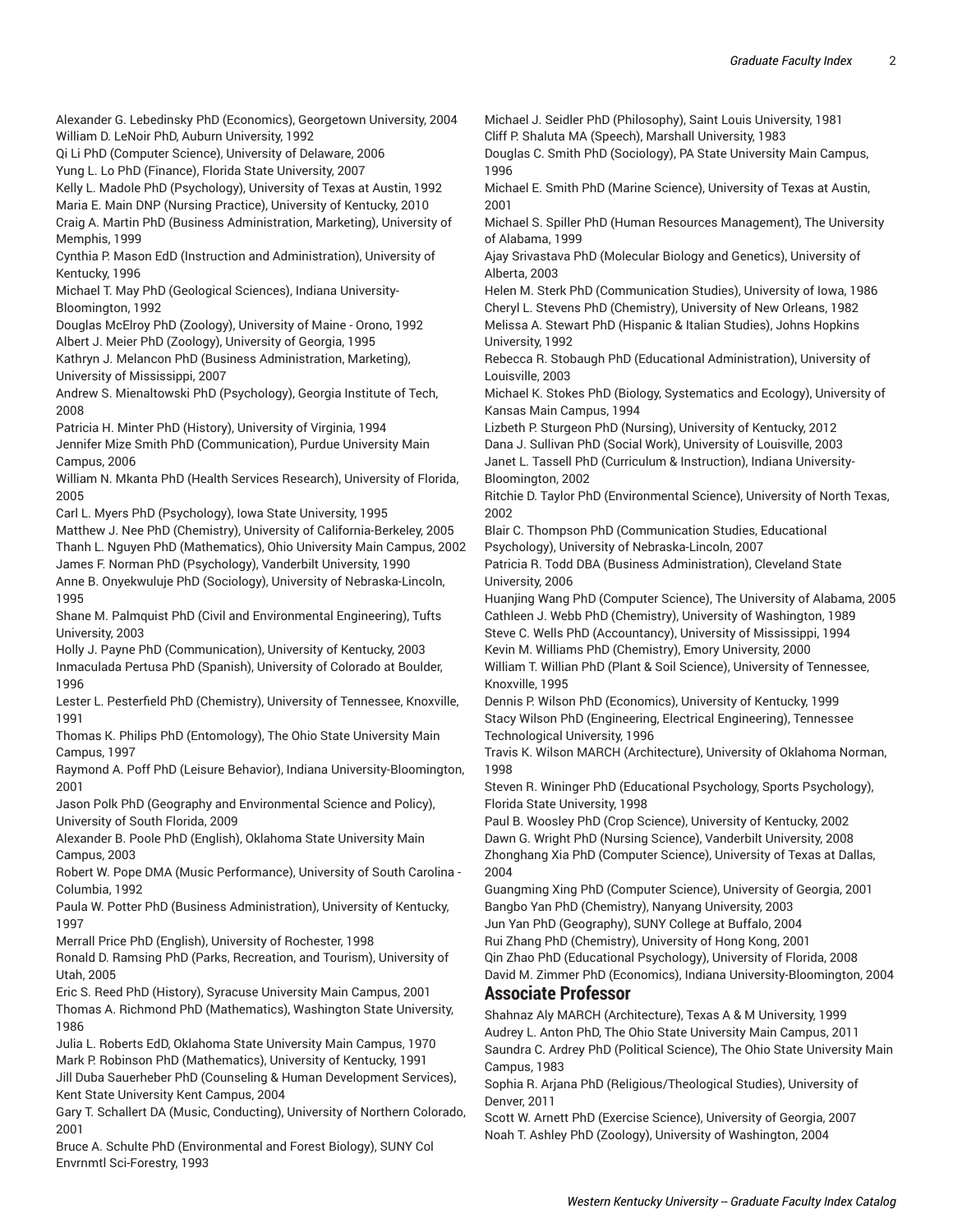Alexander G. Lebedinsky PhD (Economics), Georgetown University, 2004
William D. LeNoir PhD, Auburn University, 1992
Qi Li PhD (Computer Science), University of Delaware, 2006
Yung L. Lo PhD (Finance), Florida State University, 2007
Kelly L. Madole PhD (Psychology), University of Texas at Austin, 1992
Maria E. Main DNP (Nursing Practice), University of Kentucky, 2010
Craig A. Martin PhD (Business Administration, Marketing), University of Memphis, 1999
Cynthia P. Mason EdD (Instruction and Administration), University of Kentucky, 1996
Michael T. May PhD (Geological Sciences), Indiana University-Bloomington, 1992
Douglas McElroy PhD (Zoology), University of Maine - Orono, 1992
Albert J. Meier PhD (Zoology), University of Georgia, 1995
Kathryn J. Melancon PhD (Business Administration, Marketing), University of Mississippi, 2007
Andrew S. Mienaltowski PhD (Psychology), Georgia Institute of Tech, 2008
Patricia H. Minter PhD (History), University of Virginia, 1994
Jennifer Mize Smith PhD (Communication), Purdue University Main Campus, 2006
William N. Mkanta PhD (Health Services Research), University of Florida, 2005
Carl L. Myers PhD (Psychology), Iowa State University, 1995
Matthew J. Nee PhD (Chemistry), University of California-Berkeley, 2005
Thanh L. Nguyen PhD (Mathematics), Ohio University Main Campus, 2002
James F. Norman PhD (Psychology), Vanderbilt University, 1990
Anne B. Onyekwuluje PhD (Sociology), University of Nebraska-Lincoln, 1995
Shane M. Palmquist PhD (Civil and Environmental Engineering), Tufts University, 2003
Holly J. Payne PhD (Communication), University of Kentucky, 2003
Inmaculada Pertusa PhD (Spanish), University of Colorado at Boulder, 1996
Lester L. Pesterfield PhD (Chemistry), University of Tennessee, Knoxville, 1991
Thomas K. Philips PhD (Entomology), The Ohio State University Main Campus, 1997
Raymond A. Poff PhD (Leisure Behavior), Indiana University-Bloomington, 2001
Jason Polk PhD (Geography and Environmental Science and Policy), University of South Florida, 2009
Alexander B. Poole PhD (English), Oklahoma State University Main Campus, 2003
Robert W. Pope DMA (Music Performance), University of South Carolina - Columbia, 1992
Paula W. Potter PhD (Business Administration), University of Kentucky, 1997
Merrall Price PhD (English), University of Rochester, 1998
Ronald D. Ramsing PhD (Parks, Recreation, and Tourism), University of Utah, 2005
Eric S. Reed PhD (History), Syracuse University Main Campus, 2001
Thomas A. Richmond PhD (Mathematics), Washington State University, 1986
Julia L. Roberts EdD, Oklahoma State University Main Campus, 1970
Mark P. Robinson PhD (Mathematics), University of Kentucky, 1991
Jill Duba Sauerheber PhD (Counseling & Human Development Services), Kent State University Kent Campus, 2004
Gary T. Schallert DA (Music, Conducting), University of Northern Colorado, 2001
Bruce A. Schulte PhD (Environmental and Forest Biology), SUNY Col Envrnmtl Sci-Forestry, 1993
Michael J. Seidler PhD (Philosophy), Saint Louis University, 1981
Cliff P. Shaluta MA (Speech), Marshall University, 1983
Douglas C. Smith PhD (Sociology), PA State University Main Campus, 1996
Michael E. Smith PhD (Marine Science), University of Texas at Austin, 2001
Michael S. Spiller PhD (Human Resources Management), The University of Alabama, 1999
Ajay Srivastava PhD (Molecular Biology and Genetics), University of Alberta, 2003
Helen M. Sterk PhD (Communication Studies), University of Iowa, 1986
Cheryl L. Stevens PhD (Chemistry), University of New Orleans, 1982
Melissa A. Stewart PhD (Hispanic & Italian Studies), Johns Hopkins University, 1992
Rebecca R. Stobaugh PhD (Educational Administration), University of Louisville, 2003
Michael K. Stokes PhD (Biology, Systematics and Ecology), University of Kansas Main Campus, 1994
Lizbeth P. Sturgeon PhD (Nursing), University of Kentucky, 2012
Dana J. Sullivan PhD (Social Work), University of Louisville, 2003
Janet L. Tassell PhD (Curriculum & Instruction), Indiana University-Bloomington, 2002
Ritchie D. Taylor PhD (Environmental Science), University of North Texas, 2002
Blair C. Thompson PhD (Communication Studies, Educational Psychology), University of Nebraska-Lincoln, 2007
Patricia R. Todd DBA (Business Administration), Cleveland State University, 2006
Huanjing Wang PhD (Computer Science), The University of Alabama, 2005
Cathleen J. Webb PhD (Chemistry), University of Washington, 1989
Steve C. Wells PhD (Accountancy), University of Mississippi, 1994
Kevin M. Williams PhD (Chemistry), Emory University, 2000
William T. Willian PhD (Plant & Soil Science), University of Tennessee, Knoxville, 1995
Dennis P. Wilson PhD (Economics), University of Kentucky, 1999
Stacy Wilson PhD (Engineering, Electrical Engineering), Tennessee Technological University, 1996
Travis K. Wilson MARCH (Architecture), University of Oklahoma Norman, 1998
Steven R. Wininger PhD (Educational Psychology, Sports Psychology), Florida State University, 1998
Paul B. Woosley PhD (Crop Science), University of Kentucky, 2002
Dawn G. Wright PhD (Nursing Science), Vanderbilt University, 2008
Zhonghang Xia PhD (Computer Science), University of Texas at Dallas, 2004
Guangming Xing PhD (Computer Science), University of Georgia, 2001
Bangbo Yan PhD (Chemistry), Nanyang University, 2003
Jun Yan PhD (Geography), SUNY College at Buffalo, 2004
Rui Zhang PhD (Chemistry), University of Hong Kong, 2001
Qin Zhao PhD (Educational Psychology), University of Florida, 2008
David M. Zimmer PhD (Economics), Indiana University-Bloomington, 2004

## Associate Professor

Shahnaz Aly MARCH (Architecture), Texas A & M University, 1999
Audrey L. Anton PhD, The Ohio State University Main Campus, 2011
Saundra C. Ardrey PhD (Political Science), The Ohio State University Main Campus, 1983
Sophia R. Arjana PhD (Religious/Theological Studies), University of Denver, 2011
Scott W. Arnett PhD (Exercise Science), University of Georgia, 2007
Noah T. Ashley PhD (Zoology), University of Washington, 2004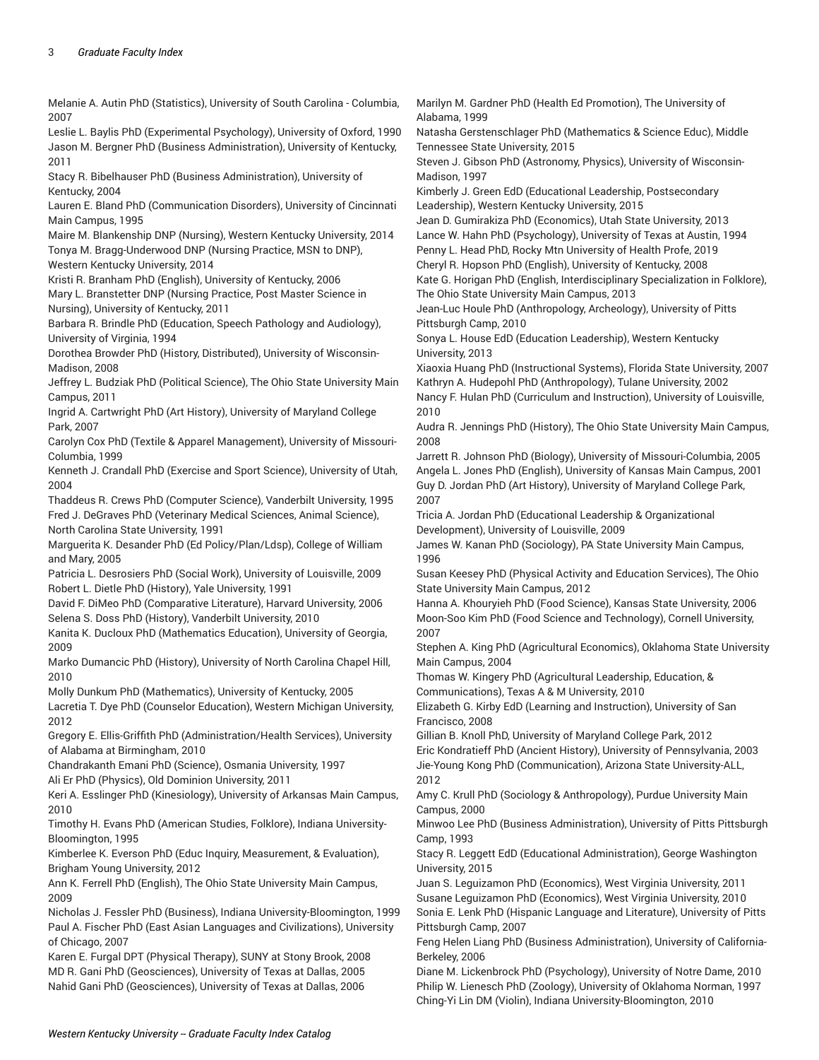Melanie A. Autin PhD (Statistics), University of South Carolina - Columbia, 2007

Leslie L. Baylis PhD (Experimental Psychology), University of Oxford, 1990

Jason M. Bergner PhD (Business Administration), University of Kentucky, 2011

Stacy R. Bibelhauser PhD (Business Administration), University of Kentucky, 2004

Lauren E. Bland PhD (Communication Disorders), University of Cincinnati Main Campus, 1995

Maire M. Blankenship DNP (Nursing), Western Kentucky University, 2014

Tonya M. Bragg-Underwood DNP (Nursing Practice, MSN to DNP), Western Kentucky University, 2014

Kristi R. Branham PhD (English), University of Kentucky, 2006

Mary L. Branstetter DNP (Nursing Practice, Post Master Science in Nursing), University of Kentucky, 2011

Barbara R. Brindle PhD (Education, Speech Pathology and Audiology), University of Virginia, 1994

Dorothea Browder PhD (History, Distributed), University of Wisconsin-Madison, 2008

Jeffrey L. Budziak PhD (Political Science), The Ohio State University Main Campus, 2011

Ingrid A. Cartwright PhD (Art History), University of Maryland College Park, 2007

Carolyn Cox PhD (Textile & Apparel Management), University of Missouri-Columbia, 1999

Kenneth J. Crandall PhD (Exercise and Sport Science), University of Utah, 2004

Thaddeus R. Crews PhD (Computer Science), Vanderbilt University, 1995

Fred J. DeGraves PhD (Veterinary Medical Sciences, Animal Science), North Carolina State University, 1991

Marguerita K. Desander PhD (Ed Policy/Plan/Ldsp), College of William and Mary, 2005

Patricia L. Desrosiers PhD (Social Work), University of Louisville, 2009

Robert L. Dietle PhD (History), Yale University, 1991

David F. DiMeo PhD (Comparative Literature), Harvard University, 2006

Selena S. Doss PhD (History), Vanderbilt University, 2010

Kanita K. Ducloux PhD (Mathematics Education), University of Georgia, 2009

Marko Dumancic PhD (History), University of North Carolina Chapel Hill, 2010

Molly Dunkum PhD (Mathematics), University of Kentucky, 2005

Lacretia T. Dye PhD (Counselor Education), Western Michigan University, 2012

Gregory E. Ellis-Griffith PhD (Administration/Health Services), University of Alabama at Birmingham, 2010

Chandrakanth Emani PhD (Science), Osmania University, 1997

Ali Er PhD (Physics), Old Dominion University, 2011

Keri A. Esslinger PhD (Kinesiology), University of Arkansas Main Campus, 2010

Timothy H. Evans PhD (American Studies, Folklore), Indiana University-Bloomington, 1995

Kimberlee K. Everson PhD (Educ Inquiry, Measurement, & Evaluation), Brigham Young University, 2012

Ann K. Ferrell PhD (English), The Ohio State University Main Campus, 2009

Nicholas J. Fessler PhD (Business), Indiana University-Bloomington, 1999

Paul A. Fischer PhD (East Asian Languages and Civilizations), University of Chicago, 2007

Karen E. Furgal DPT (Physical Therapy), SUNY at Stony Brook, 2008

MD R. Gani PhD (Geosciences), University of Texas at Dallas, 2005

Nahid Gani PhD (Geosciences), University of Texas at Dallas, 2006

Marilyn M. Gardner PhD (Health Ed Promotion), The University of Alabama, 1999

Natasha Gerstenschlager PhD (Mathematics & Science Educ), Middle Tennessee State University, 2015

Steven J. Gibson PhD (Astronomy, Physics), University of Wisconsin-Madison, 1997

Kimberly J. Green EdD (Educational Leadership, Postsecondary Leadership), Western Kentucky University, 2015

Jean D. Gumirakiza PhD (Economics), Utah State University, 2013

Lance W. Hahn PhD (Psychology), University of Texas at Austin, 1994

Penny L. Head PhD, Rocky Mtn University of Health Profe, 2019

Cheryl R. Hopson PhD (English), University of Kentucky, 2008

Kate G. Horigan PhD (English, Interdisciplinary Specialization in Folklore), The Ohio State University Main Campus, 2013

Jean-Luc Houle PhD (Anthropology, Archeology), University of Pitts Pittsburgh Camp, 2010

Sonya L. House EdD (Education Leadership), Western Kentucky University, 2013

Xiaoxia Huang PhD (Instructional Systems), Florida State University, 2007

Kathryn A. Hudepohl PhD (Anthropology), Tulane University, 2002

Nancy F. Hulan PhD (Curriculum and Instruction), University of Louisville, 2010

Audra R. Jennings PhD (History), The Ohio State University Main Campus, 2008

Jarrett R. Johnson PhD (Biology), University of Missouri-Columbia, 2005

Angela L. Jones PhD (English), University of Kansas Main Campus, 2001

Guy D. Jordan PhD (Art History), University of Maryland College Park, 2007

Tricia A. Jordan PhD (Educational Leadership & Organizational Development), University of Louisville, 2009

James W. Kanan PhD (Sociology), PA State University Main Campus, 1996

Susan Keesey PhD (Physical Activity and Education Services), The Ohio State University Main Campus, 2012

Hanna A. Khouryieh PhD (Food Science), Kansas State University, 2006

Moon-Soo Kim PhD (Food Science and Technology), Cornell University, 2007

Stephen A. King PhD (Agricultural Economics), Oklahoma State University Main Campus, 2004

Thomas W. Kingery PhD (Agricultural Leadership, Education, & Communications), Texas A & M University, 2010

Elizabeth G. Kirby EdD (Learning and Instruction), University of San Francisco, 2008

Gillian B. Knoll PhD, University of Maryland College Park, 2012

Eric Kondratieff PhD (Ancient History), University of Pennsylvania, 2003

Jie-Young Kong PhD (Communication), Arizona State University-ALL, 2012

Amy C. Krull PhD (Sociology & Anthropology), Purdue University Main Campus, 2000

Minwoo Lee PhD (Business Administration), University of Pitts Pittsburgh Camp, 1993

Stacy R. Leggett EdD (Educational Administration), George Washington University, 2015

Juan S. Leguizamon PhD (Economics), West Virginia University, 2011

Susane Leguizamon PhD (Economics), West Virginia University, 2010

Sonia E. Lenk PhD (Hispanic Language and Literature), University of Pitts Pittsburgh Camp, 2007

Feng Helen Liang PhD (Business Administration), University of California-Berkeley, 2006

Diane M. Lickenbrock PhD (Psychology), University of Notre Dame, 2010

Philip W. Lienesch PhD (Zoology), University of Oklahoma Norman, 1997

Ching-Yi Lin DM (Violin), Indiana University-Bloomington, 2010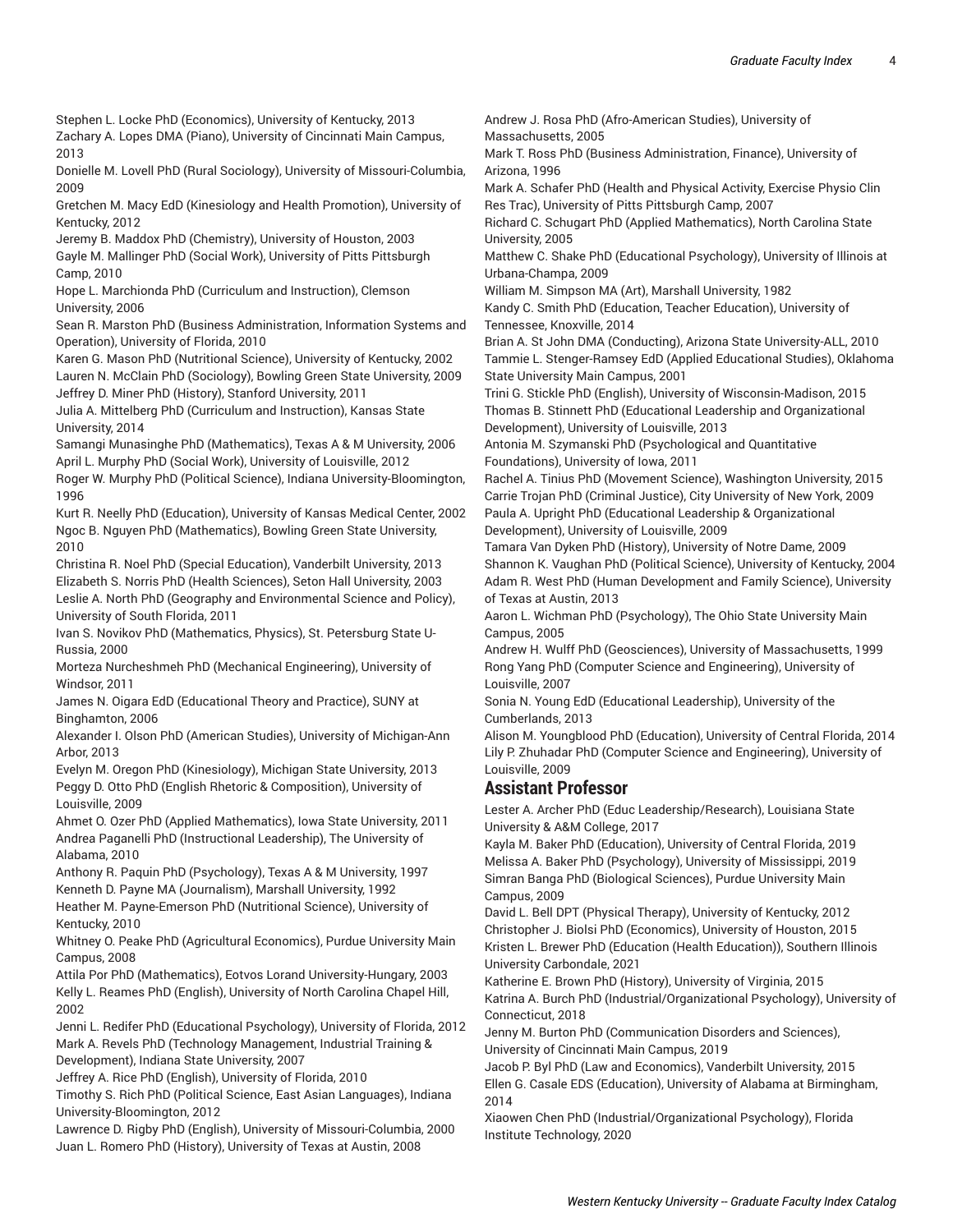Stephen L. Locke PhD (Economics), University of Kentucky, 2013
Zachary A. Lopes DMA (Piano), University of Cincinnati Main Campus, 2013
Donielle M. Lovell PhD (Rural Sociology), University of Missouri-Columbia, 2009
Gretchen M. Macy EdD (Kinesiology and Health Promotion), University of Kentucky, 2012
Jeremy B. Maddox PhD (Chemistry), University of Houston, 2003
Gayle M. Mallinger PhD (Social Work), University of Pitts Pittsburgh Camp, 2010
Hope L. Marchionda PhD (Curriculum and Instruction), Clemson University, 2006
Sean R. Marston PhD (Business Administration, Information Systems and Operation), University of Florida, 2010
Karen G. Mason PhD (Nutritional Science), University of Kentucky, 2002
Lauren N. McClain PhD (Sociology), Bowling Green State University, 2009
Jeffrey D. Miner PhD (History), Stanford University, 2011
Julia A. Mittelberg PhD (Curriculum and Instruction), Kansas State University, 2014
Samangi Munasinghe PhD (Mathematics), Texas A & M University, 2006
April L. Murphy PhD (Social Work), University of Louisville, 2012
Roger W. Murphy PhD (Political Science), Indiana University-Bloomington, 1996
Kurt R. Neelly PhD (Education), University of Kansas Medical Center, 2002
Ngoc B. Nguyen PhD (Mathematics), Bowling Green State University, 2010
Christina R. Noel PhD (Special Education), Vanderbilt University, 2013
Elizabeth S. Norris PhD (Health Sciences), Seton Hall University, 2003
Leslie A. North PhD (Geography and Environmental Science and Policy), University of South Florida, 2011
Ivan S. Novikov PhD (Mathematics, Physics), St. Petersburg State U-Russia, 2000
Morteza Nurcheshmeh PhD (Mechanical Engineering), University of Windsor, 2011
James N. Oigara EdD (Educational Theory and Practice), SUNY at Binghamton, 2006
Alexander I. Olson PhD (American Studies), University of Michigan-Ann Arbor, 2013
Evelyn M. Oregon PhD (Kinesiology), Michigan State University, 2013
Peggy D. Otto PhD (English Rhetoric & Composition), University of Louisville, 2009
Ahmet O. Ozer PhD (Applied Mathematics), Iowa State University, 2011
Andrea Paganelli PhD (Instructional Leadership), The University of Alabama, 2010
Anthony R. Paquin PhD (Psychology), Texas A & M University, 1997
Kenneth D. Payne MA (Journalism), Marshall University, 1992
Heather M. Payne-Emerson PhD (Nutritional Science), University of Kentucky, 2010
Whitney O. Peake PhD (Agricultural Economics), Purdue University Main Campus, 2008
Attila Por PhD (Mathematics), Eotvos Lorand University-Hungary, 2003
Kelly L. Reames PhD (English), University of North Carolina Chapel Hill, 2002
Jenni L. Redifer PhD (Educational Psychology), University of Florida, 2012
Mark A. Revels PhD (Technology Management, Industrial Training & Development), Indiana State University, 2007
Jeffrey A. Rice PhD (English), University of Florida, 2010
Timothy S. Rich PhD (Political Science, East Asian Languages), Indiana University-Bloomington, 2012
Lawrence D. Rigby PhD (English), University of Missouri-Columbia, 2000
Juan L. Romero PhD (History), University of Texas at Austin, 2008
Andrew J. Rosa PhD (Afro-American Studies), University of Massachusetts, 2005
Mark T. Ross PhD (Business Administration, Finance), University of Arizona, 1996
Mark A. Schafer PhD (Health and Physical Activity, Exercise Physio Clin Res Trac), University of Pitts Pittsburgh Camp, 2007
Richard C. Schugart PhD (Applied Mathematics), North Carolina State University, 2005
Matthew C. Shake PhD (Educational Psychology), University of Illinois at Urbana-Champa, 2009
William M. Simpson MA (Art), Marshall University, 1982
Kandy C. Smith PhD (Education, Teacher Education), University of Tennessee, Knoxville, 2014
Brian A. St John DMA (Conducting), Arizona State University-ALL, 2010
Tammie L. Stenger-Ramsey EdD (Applied Educational Studies), Oklahoma State University Main Campus, 2001
Trini G. Stickle PhD (English), University of Wisconsin-Madison, 2015
Thomas B. Stinnett PhD (Educational Leadership and Organizational Development), University of Louisville, 2013
Antonia M. Szymanski PhD (Psychological and Quantitative Foundations), University of Iowa, 2011
Rachel A. Tinius PhD (Movement Science), Washington University, 2015
Carrie Trojan PhD (Criminal Justice), City University of New York, 2009
Paula A. Upright PhD (Educational Leadership & Organizational Development), University of Louisville, 2009
Tamara Van Dyken PhD (History), University of Notre Dame, 2009
Shannon K. Vaughan PhD (Political Science), University of Kentucky, 2004
Adam R. West PhD (Human Development and Family Science), University of Texas at Austin, 2013
Aaron L. Wichman PhD (Psychology), The Ohio State University Main Campus, 2005
Andrew H. Wulff PhD (Geosciences), University of Massachusetts, 1999
Rong Yang PhD (Computer Science and Engineering), University of Louisville, 2007
Sonia N. Young EdD (Educational Leadership), University of the Cumberlands, 2013
Alison M. Youngblood PhD (Education), University of Central Florida, 2014
Lily P. Zhuhadar PhD (Computer Science and Engineering), University of Louisville, 2009

## Assistant Professor

Lester A. Archer PhD (Educ Leadership/Research), Louisiana State University & A&M College, 2017
Kayla M. Baker PhD (Education), University of Central Florida, 2019
Melissa A. Baker PhD (Psychology), University of Mississippi, 2019
Simran Banga PhD (Biological Sciences), Purdue University Main Campus, 2009
David L. Bell DPT (Physical Therapy), University of Kentucky, 2012
Christopher J. Biolsi PhD (Economics), University of Houston, 2015
Kristen L. Brewer PhD (Education (Health Education)), Southern Illinois University Carbondale, 2021
Katherine E. Brown PhD (History), University of Virginia, 2015
Katrina A. Burch PhD (Industrial/Organizational Psychology), University of Connecticut, 2018
Jenny M. Burton PhD (Communication Disorders and Sciences), University of Cincinnati Main Campus, 2019
Jacob P. Byl PhD (Law and Economics), Vanderbilt University, 2015
Ellen G. Casale EDS (Education), University of Alabama at Birmingham, 2014
Xiaowen Chen PhD (Industrial/Organizational Psychology), Florida Institute Technology, 2020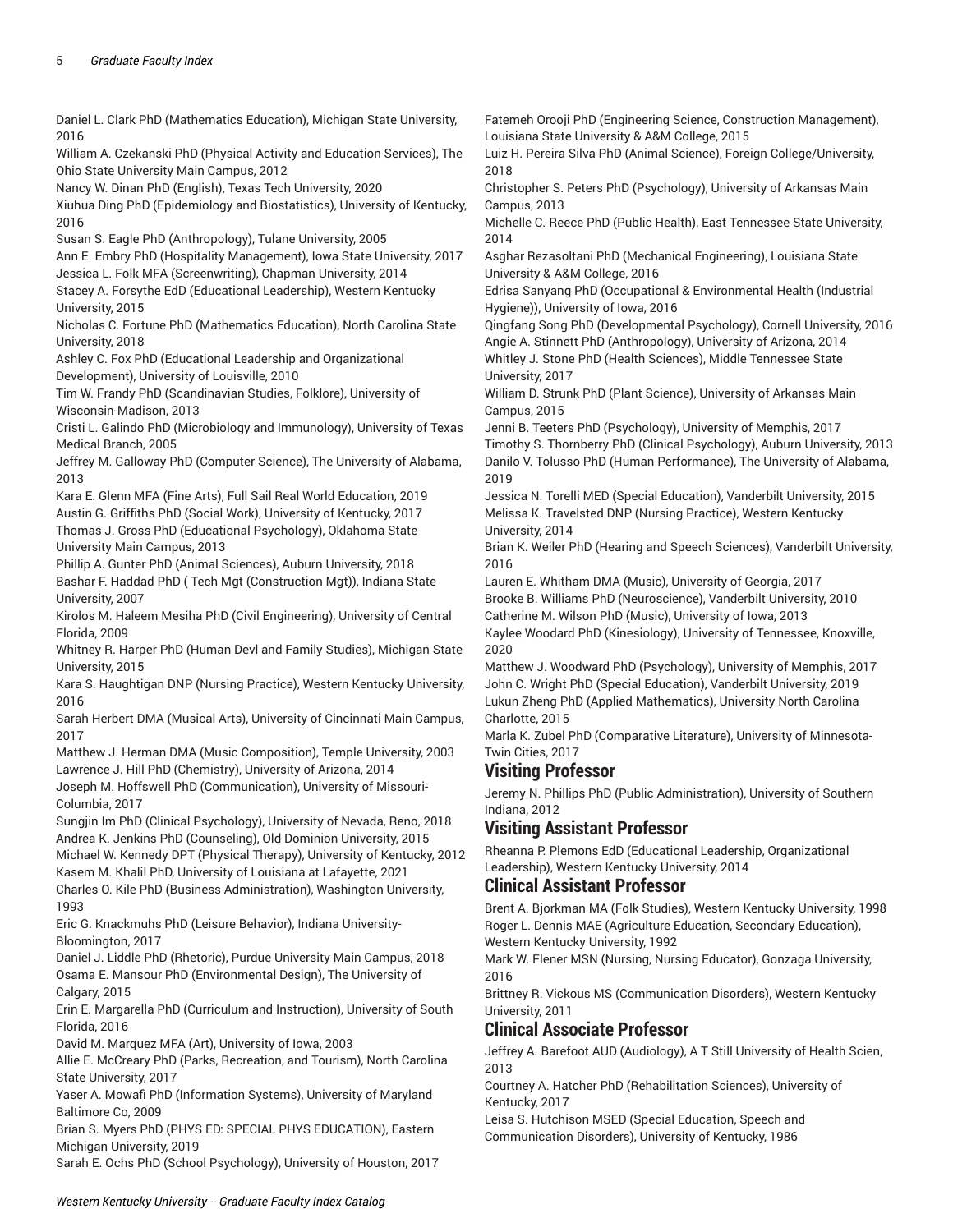Daniel L. Clark PhD (Mathematics Education), Michigan State University, 2016
William A. Czekanski PhD (Physical Activity and Education Services), The Ohio State University Main Campus, 2012
Nancy W. Dinan PhD (English), Texas Tech University, 2020
Xiuhua Ding PhD (Epidemiology and Biostatistics), University of Kentucky, 2016
Susan S. Eagle PhD (Anthropology), Tulane University, 2005
Ann E. Embry PhD (Hospitality Management), Iowa State University, 2017
Jessica L. Folk MFA (Screenwriting), Chapman University, 2014
Stacey A. Forsythe EdD (Educational Leadership), Western Kentucky University, 2015
Nicholas C. Fortune PhD (Mathematics Education), North Carolina State University, 2018
Ashley C. Fox PhD (Educational Leadership and Organizational Development), University of Louisville, 2010
Tim W. Frandy PhD (Scandinavian Studies, Folklore), University of Wisconsin-Madison, 2013
Cristi L. Galindo PhD (Microbiology and Immunology), University of Texas Medical Branch, 2005
Jeffrey M. Galloway PhD (Computer Science), The University of Alabama, 2013
Kara E. Glenn MFA (Fine Arts), Full Sail Real World Education, 2019
Austin G. Griffiths PhD (Social Work), University of Kentucky, 2017
Thomas J. Gross PhD (Educational Psychology), Oklahoma State University Main Campus, 2013
Phillip A. Gunter PhD (Animal Sciences), Auburn University, 2018
Bashar F. Haddad PhD ( Tech Mgt (Construction Mgt)), Indiana State University, 2007
Kirolos M. Haleem Mesiha PhD (Civil Engineering), University of Central Florida, 2009
Whitney R. Harper PhD (Human Devl and Family Studies), Michigan State University, 2015
Kara S. Haughtigan DNP (Nursing Practice), Western Kentucky University, 2016
Sarah Herbert DMA (Musical Arts), University of Cincinnati Main Campus, 2017
Matthew J. Herman DMA (Music Composition), Temple University, 2003
Lawrence J. Hill PhD (Chemistry), University of Arizona, 2014
Joseph M. Hoffswell PhD (Communication), University of Missouri-Columbia, 2017
Sungjin Im PhD (Clinical Psychology), University of Nevada, Reno, 2018
Andrea K. Jenkins PhD (Counseling), Old Dominion University, 2015
Michael W. Kennedy DPT (Physical Therapy), University of Kentucky, 2012
Kasem M. Khalil PhD, University of Louisiana at Lafayette, 2021
Charles O. Kile PhD (Business Administration), Washington University, 1993
Eric G. Knackmuhs PhD (Leisure Behavior), Indiana University-Bloomington, 2017
Daniel J. Liddle PhD (Rhetoric), Purdue University Main Campus, 2018
Osama E. Mansour PhD (Environmental Design), The University of Calgary, 2015
Erin E. Margarella PhD (Curriculum and Instruction), University of South Florida, 2016
David M. Marquez MFA (Art), University of Iowa, 2003
Allie E. McCreary PhD (Parks, Recreation, and Tourism), North Carolina State University, 2017
Yaser A. Mowafi PhD (Information Systems), University of Maryland Baltimore Co, 2009
Brian S. Myers PhD (PHYS ED: SPECIAL PHYS EDUCATION), Eastern Michigan University, 2019
Sarah E. Ochs PhD (School Psychology), University of Houston, 2017
Fatemeh Orooji PhD (Engineering Science, Construction Management), Louisiana State University & A&M College, 2015
Luiz H. Pereira Silva PhD (Animal Science), Foreign College/University, 2018
Christopher S. Peters PhD (Psychology), University of Arkansas Main Campus, 2013
Michelle C. Reece PhD (Public Health), East Tennessee State University, 2014
Asghar Rezasoltani PhD (Mechanical Engineering), Louisiana State University & A&M College, 2016
Edrisa Sanyang PhD (Occupational & Environmental Health (Industrial Hygiene)), University of Iowa, 2016
Qingfang Song PhD (Developmental Psychology), Cornell University, 2016
Angie A. Stinnett PhD (Anthropology), University of Arizona, 2014
Whitley J. Stone PhD (Health Sciences), Middle Tennessee State University, 2017
William D. Strunk PhD (Plant Science), University of Arkansas Main Campus, 2015
Jenni B. Teeters PhD (Psychology), University of Memphis, 2017
Timothy S. Thornberry PhD (Clinical Psychology), Auburn University, 2013
Danilo V. Tolusso PhD (Human Performance), The University of Alabama, 2019
Jessica N. Torelli MED (Special Education), Vanderbilt University, 2015
Melissa K. Travelsted DNP (Nursing Practice), Western Kentucky University, 2014
Brian K. Weiler PhD (Hearing and Speech Sciences), Vanderbilt University, 2016
Lauren E. Whitham DMA (Music), University of Georgia, 2017
Brooke B. Williams PhD (Neuroscience), Vanderbilt University, 2010
Catherine M. Wilson PhD (Music), University of Iowa, 2013
Kaylee Woodard PhD (Kinesiology), University of Tennessee, Knoxville, 2020
Matthew J. Woodward PhD (Psychology), University of Memphis, 2017
John C. Wright PhD (Special Education), Vanderbilt University, 2019
Lukun Zheng PhD (Applied Mathematics), University North Carolina Charlotte, 2015
Marla K. Zubel PhD (Comparative Literature), University of Minnesota-Twin Cities, 2017

## Visiting Professor

Jeremy N. Phillips PhD (Public Administration), University of Southern Indiana, 2012

## Visiting Assistant Professor

Rheanna P. Plemons EdD (Educational Leadership, Organizational Leadership), Western Kentucky University, 2014

## Clinical Assistant Professor

Brent A. Bjorkman MA (Folk Studies), Western Kentucky University, 1998
Roger L. Dennis MAE (Agriculture Education, Secondary Education), Western Kentucky University, 1992
Mark W. Flener MSN (Nursing, Nursing Educator), Gonzaga University, 2016
Brittney R. Vickous MS (Communication Disorders), Western Kentucky University, 2011

## Clinical Associate Professor

Jeffrey A. Barefoot AUD (Audiology), A T Still University of Health Scien, 2013
Courtney A. Hatcher PhD (Rehabilitation Sciences), University of Kentucky, 2017
Leisa S. Hutchison MSED (Special Education, Speech and Communication Disorders), University of Kentucky, 1986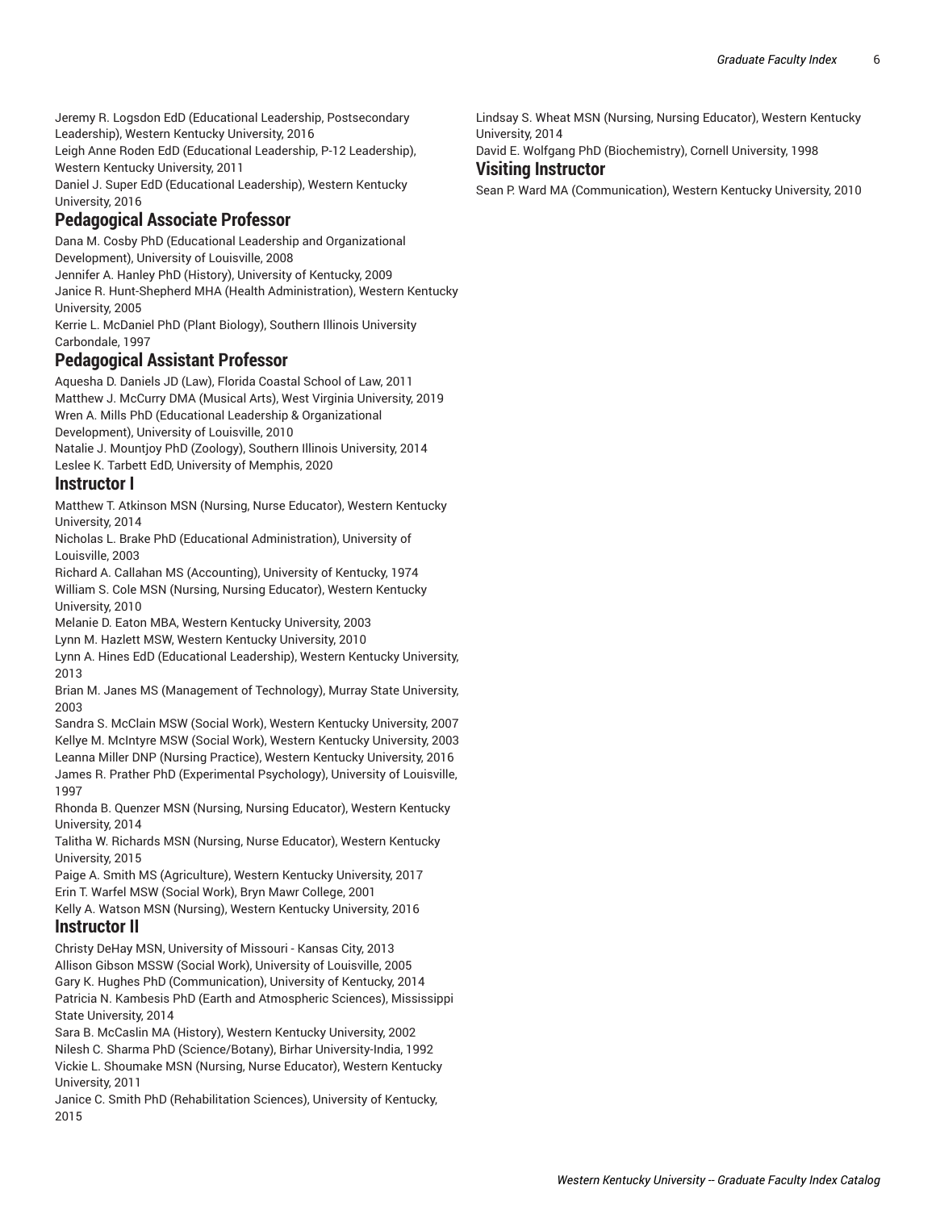Jeremy R. Logsdon EdD (Educational Leadership, Postsecondary Leadership), Western Kentucky University, 2016
Leigh Anne Roden EdD (Educational Leadership, P-12 Leadership), Western Kentucky University, 2011
Daniel J. Super EdD (Educational Leadership), Western Kentucky University, 2016

## Pedagogical Associate Professor

Dana M. Cosby PhD (Educational Leadership and Organizational Development), University of Louisville, 2008
Jennifer A. Hanley PhD (History), University of Kentucky, 2009
Janice R. Hunt-Shepherd MHA (Health Administration), Western Kentucky University, 2005
Kerrie L. McDaniel PhD (Plant Biology), Southern Illinois University Carbondale, 1997

## Pedagogical Assistant Professor

Aquesha D. Daniels JD (Law), Florida Coastal School of Law, 2011
Matthew J. McCurry DMA (Musical Arts), West Virginia University, 2019
Wren A. Mills PhD (Educational Leadership & Organizational Development), University of Louisville, 2010
Natalie J. Mountjoy PhD (Zoology), Southern Illinois University, 2014
Leslee K. Tarbett EdD, University of Memphis, 2020

## Instructor I

Matthew T. Atkinson MSN (Nursing, Nurse Educator), Western Kentucky University, 2014
Nicholas L. Brake PhD (Educational Administration), University of Louisville, 2003
Richard A. Callahan MS (Accounting), University of Kentucky, 1974
William S. Cole MSN (Nursing, Nursing Educator), Western Kentucky University, 2010
Melanie D. Eaton MBA, Western Kentucky University, 2003
Lynn M. Hazlett MSW, Western Kentucky University, 2010
Lynn A. Hines EdD (Educational Leadership), Western Kentucky University, 2013
Brian M. Janes MS (Management of Technology), Murray State University, 2003
Sandra S. McClain MSW (Social Work), Western Kentucky University, 2007
Kellye M. McIntyre MSW (Social Work), Western Kentucky University, 2003
Leanna Miller DNP (Nursing Practice), Western Kentucky University, 2016
James R. Prather PhD (Experimental Psychology), University of Louisville, 1997
Rhonda B. Quenzer MSN (Nursing, Nursing Educator), Western Kentucky University, 2014
Talitha W. Richards MSN (Nursing, Nurse Educator), Western Kentucky University, 2015
Paige A. Smith MS (Agriculture), Western Kentucky University, 2017
Erin T. Warfel MSW (Social Work), Bryn Mawr College, 2001
Kelly A. Watson MSN (Nursing), Western Kentucky University, 2016

## Instructor II

Christy DeHay MSN, University of Missouri - Kansas City, 2013
Allison Gibson MSSW (Social Work), University of Louisville, 2005
Gary K. Hughes PhD (Communication), University of Kentucky, 2014
Patricia N. Kambesis PhD (Earth and Atmospheric Sciences), Mississippi State University, 2014
Sara B. McCaslin MA (History), Western Kentucky University, 2002
Nilesh C. Sharma PhD (Science/Botany), Birhar University-India, 1992
Vickie L. Shoumake MSN (Nursing, Nurse Educator), Western Kentucky University, 2011
Janice C. Smith PhD (Rehabilitation Sciences), University of Kentucky, 2015
Lindsay S. Wheat MSN (Nursing, Nursing Educator), Western Kentucky University, 2014
David E. Wolfgang PhD (Biochemistry), Cornell University, 1998

## Visiting Instructor

Sean P. Ward MA (Communication), Western Kentucky University, 2010